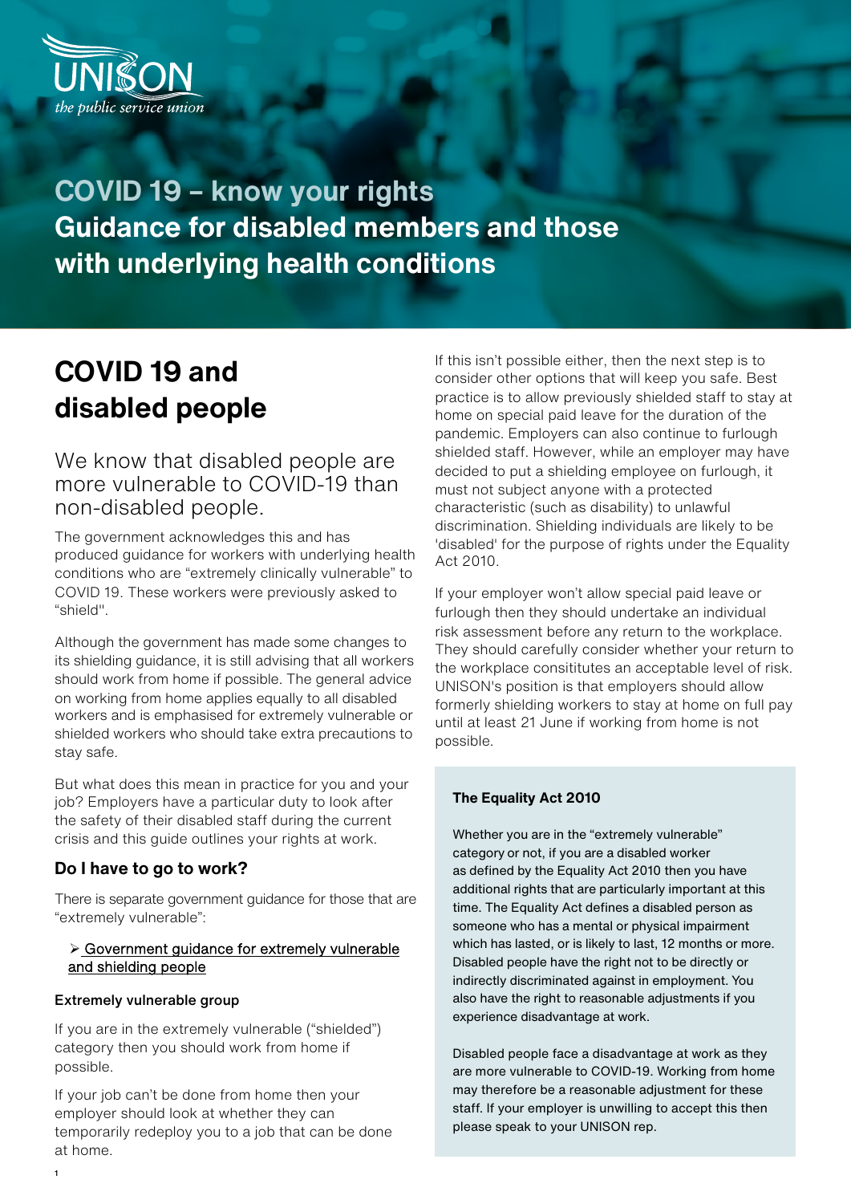UNISON
*the public service union*

# COVID 19 – know your rights
# Guidance for disabled members and those with underlying health conditions

## COVID 19 and disabled people

### We know that disabled people are more vulnerable to COVID-19 than non-disabled people.

The government acknowledges this and has produced guidance for workers with underlying health conditions who are "extremely clinically vulnerable" to COVID 19. These workers were previously asked to "shield".

Although the government has made some changes to its shielding guidance, it is still advising that all workers should work from home if possible. The general advice on working from home applies equally to all disabled workers and is emphasised for extremely vulnerable or shielded workers who should take extra precautions to stay safe.

But what does this mean in practice for you and your job? Employers have a particular duty to look after the safety of their disabled staff during the current crisis and this guide outlines your rights at work.

### Do I have to go to work?

There is separate government guidance for those that are "extremely vulnerable":

- Government guidance for extremely vulnerable and shielding people

#### Extremely vulnerable group

If you are in the extremely vulnerable ("shielded") category then you should work from home if possible.

If your job can't be done from home then your employer should look at whether they can temporarily redeploy you to a job that can be done at home.

If this isn't possible either, then the next step is to consider other options that will keep you safe. Best practice is to allow previously shielded staff to stay at home on special paid leave for the duration of the pandemic. Employers can also continue to furlough shielded staff. However, while an employer may have decided to put a shielding employee on furlough, it must not subject anyone with a protected characteristic (such as disability) to unlawful discrimination. Shielding individuals are likely to be 'disabled' for the purpose of rights under the Equality Act 2010.

If your employer won't allow special paid leave or furlough then they should undertake an individual risk assessment before any return to the workplace. They should carefully consider whether your return to the workplace consititutes an acceptable level of risk. UNISON's position is that employers should allow formerly shielding workers to stay at home on full pay until at least 21 June if working from home is not possible.

#### The Equality Act 2010

Whether you are in the "extremely vulnerable" category or not, if you are a disabled worker as defined by the Equality Act 2010 then you have additional rights that are particularly important at this time. The Equality Act defines a disabled person as someone who has a mental or physical impairment which has lasted, or is likely to last, 12 months or more. Disabled people have the right not to be directly or indirectly discriminated against in employment. You also have the right to reasonable adjustments if you experience disadvantage at work.

Disabled people face a disadvantage at work as they are more vulnerable to COVID-19. Working from home may therefore be a reasonable adjustment for these staff. If your employer is unwilling to accept this then please speak to your UNISON rep.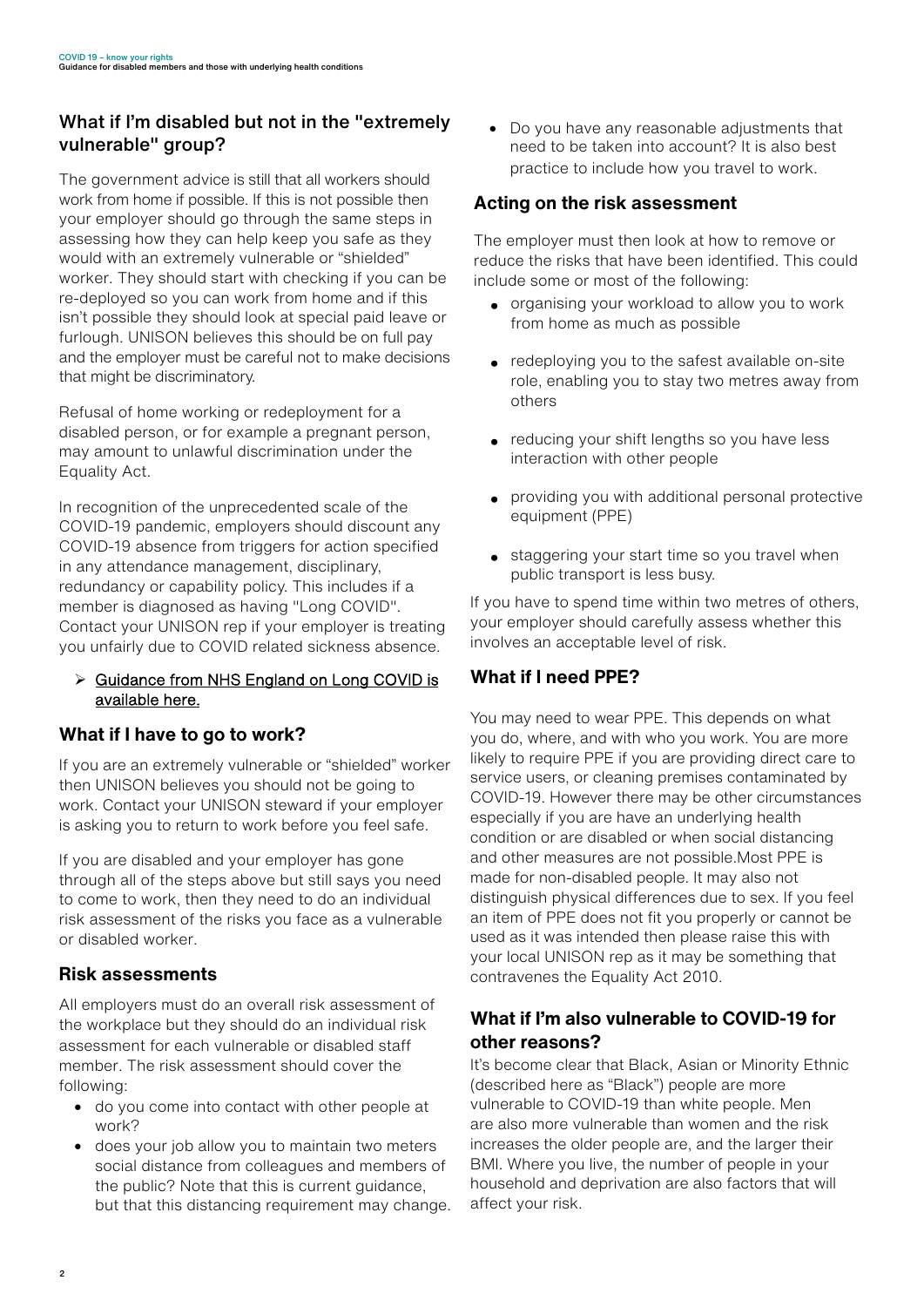## What if I'm disabled but not in the "extremely vulnerable" group?

The government advice is still that all workers should work from home if possible. If this is not possible then your employer should go through the same steps in assessing how they can help keep you safe as they would with an extremely vulnerable or "shielded" worker. They should start with checking if you can be re-deployed so you can work from home and if this isn't possible they should look at special paid leave or furlough. UNISON believes this should be on full pay and the employer must be careful not to make decisions that might be discriminatory.

Refusal of home working or redeployment for a disabled person, or for example a pregnant person, may amount to unlawful discrimination under the Equality Act.

In recognition of the unprecedented scale of the COVID-19 pandemic, employers should discount any COVID-19 absence from triggers for action specified in any attendance management, disciplinary, redundancy or capability policy. This includes if a member is diagnosed as having "Long COVID". Contact your UNISON rep if your employer is treating you unfairly due to COVID related sickness absence.

- Guidance from NHS England on Long COVID is available here.

## What if I have to go to work?

If you are an extremely vulnerable or "shielded" worker then UNISON believes you should not be going to work. Contact your UNISON steward if your employer is asking you to return to work before you feel safe.

If you are disabled and your employer has gone through all of the steps above but still says you need to come to work, then they need to do an individual risk assessment of the risks you face as a vulnerable or disabled worker.

## Risk assessments

All employers must do an overall risk assessment of the workplace but they should do an individual risk assessment for each vulnerable or disabled staff member. The risk assessment should cover the following:

- do you come into contact with other people at work?
- does your job allow you to maintain two meters social distance from colleagues and members of the public? Note that this is current guidance, but that this distancing requirement may change.
- Do you have any reasonable adjustments that need to be taken into account? It is also best practice to include how you travel to work.

## Acting on the risk assessment

The employer must then look at how to remove or reduce the risks that have been identified. This could include some or most of the following:

- organising your workload to allow you to work from home as much as possible
- redeploying you to the safest available on-site role, enabling you to stay two metres away from others
- reducing your shift lengths so you have less interaction with other people
- providing you with additional personal protective equipment (PPE)
- staggering your start time so you travel when public transport is less busy.

If you have to spend time within two metres of others, your employer should carefully assess whether this involves an acceptable level of risk.

## What if I need PPE?

You may need to wear PPE. This depends on what you do, where, and with who you work. You are more likely to require PPE if you are providing direct care to service users, or cleaning premises contaminated by COVID-19. However there may be other circumstances especially if you are have an underlying health condition or are disabled or when social distancing and other measures are not possible.Most PPE is made for non-disabled people. It may also not distinguish physical differences due to sex. If you feel an item of PPE does not fit you properly or cannot be used as it was intended then please raise this with your local UNISON rep as it may be something that contravenes the Equality Act 2010.

## What if I'm also vulnerable to COVID-19 for other reasons?

It's become clear that Black, Asian or Minority Ethnic (described here as "Black") people are more vulnerable to COVID-19 than white people. Men are also more vulnerable than women and the risk increases the older people are, and the larger their BMI. Where you live, the number of people in your household and deprivation are also factors that will affect your risk.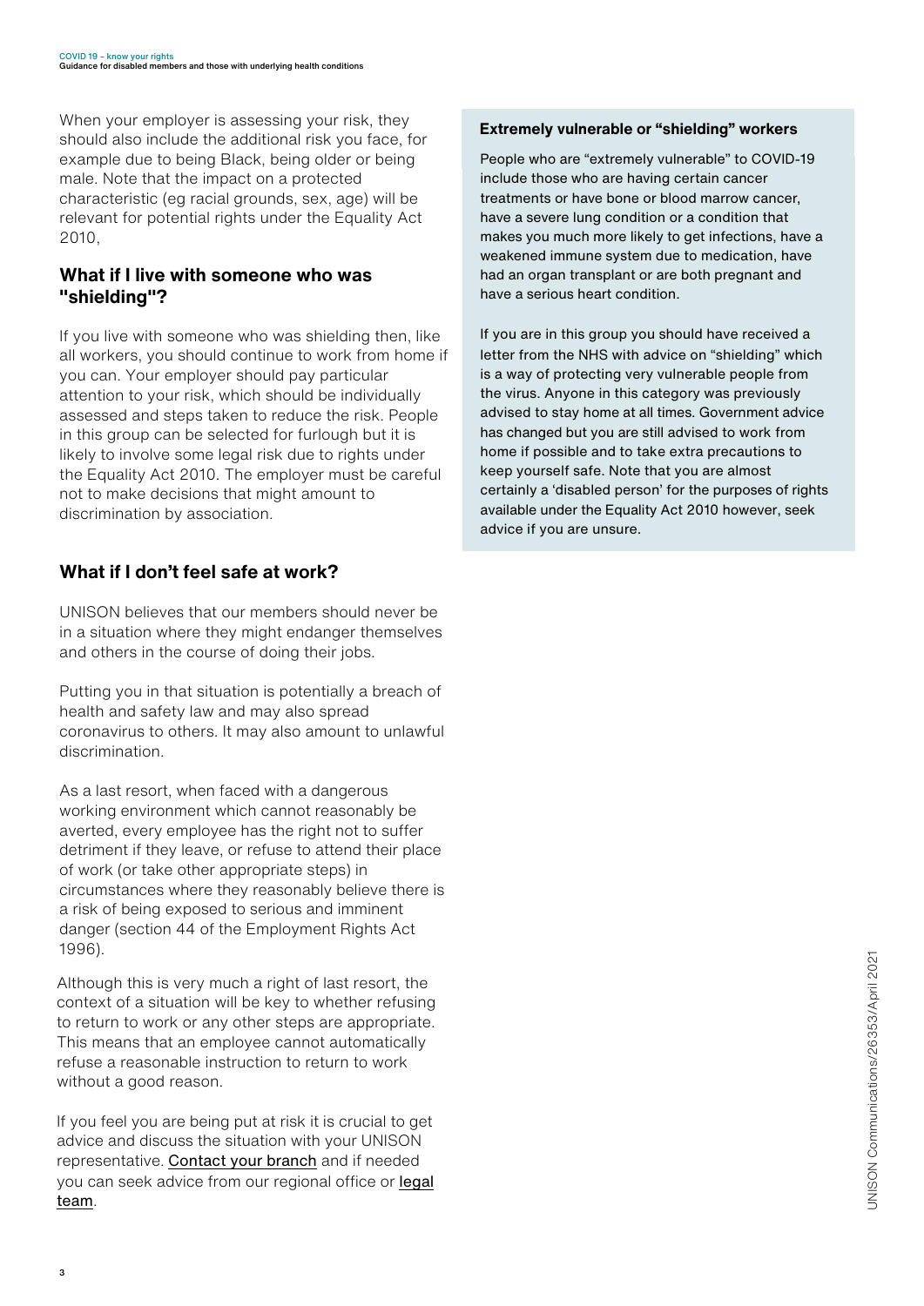When your employer is assessing your risk, they should also include the additional risk you face, for example due to being Black, being older or being male. Note that the impact on a protected characteristic (eg racial grounds, sex, age) will be relevant for potential rights under the Equality Act 2010,

## What if I live with someone who was "shielding"?

If you live with someone who was shielding then, like all workers, you should continue to work from home if you can. Your employer should pay particular attention to your risk, which should be individually assessed and steps taken to reduce the risk. People in this group can be selected for furlough but it is likely to involve some legal risk due to rights under the Equality Act 2010. The employer must be careful not to make decisions that might amount to discrimination by association.

## What if I don't feel safe at work?

UNISON believes that our members should never be in a situation where they might endanger themselves and others in the course of doing their jobs.

Putting you in that situation is potentially a breach of health and safety law and may also spread coronavirus to others. It may also amount to unlawful discrimination.

As a last resort, when faced with a dangerous working environment which cannot reasonably be averted, every employee has the right not to suffer detriment if they leave, or refuse to attend their place of work (or take other appropriate steps) in circumstances where they reasonably believe there is a risk of being exposed to serious and imminent danger (section 44 of the Employment Rights Act 1996).

Although this is very much a right of last resort, the context of a situation will be key to whether refusing to return to work or any other steps are appropriate. This means that an employee cannot automatically refuse a reasonable instruction to return to work without a good reason.

If you feel you are being put at risk it is crucial to get advice and discuss the situation with your UNISON representative. Contact your branch and if needed you can seek advice from our regional office or legal team.

**Extremely vulnerable or "shielding" workers**

People who are "extremely vulnerable" to COVID-19 include those who are having certain cancer treatments or have bone or blood marrow cancer, have a severe lung condition or a condition that makes you much more likely to get infections, have a weakened immune system due to medication, have had an organ transplant or are both pregnant and have a serious heart condition.

If you are in this group you should have received a letter from the NHS with advice on "shielding" which is a way of protecting very vulnerable people from the virus. Anyone in this category was previously advised to stay home at all times. Government advice has changed but you are still advised to work from home if possible and to take extra precautions to keep yourself safe. Note that you are almost certainly a 'disabled person' for the purposes of rights available under the Equality Act 2010 however, seek advice if you are unsure.

UNISON Communications/26353/April 2021